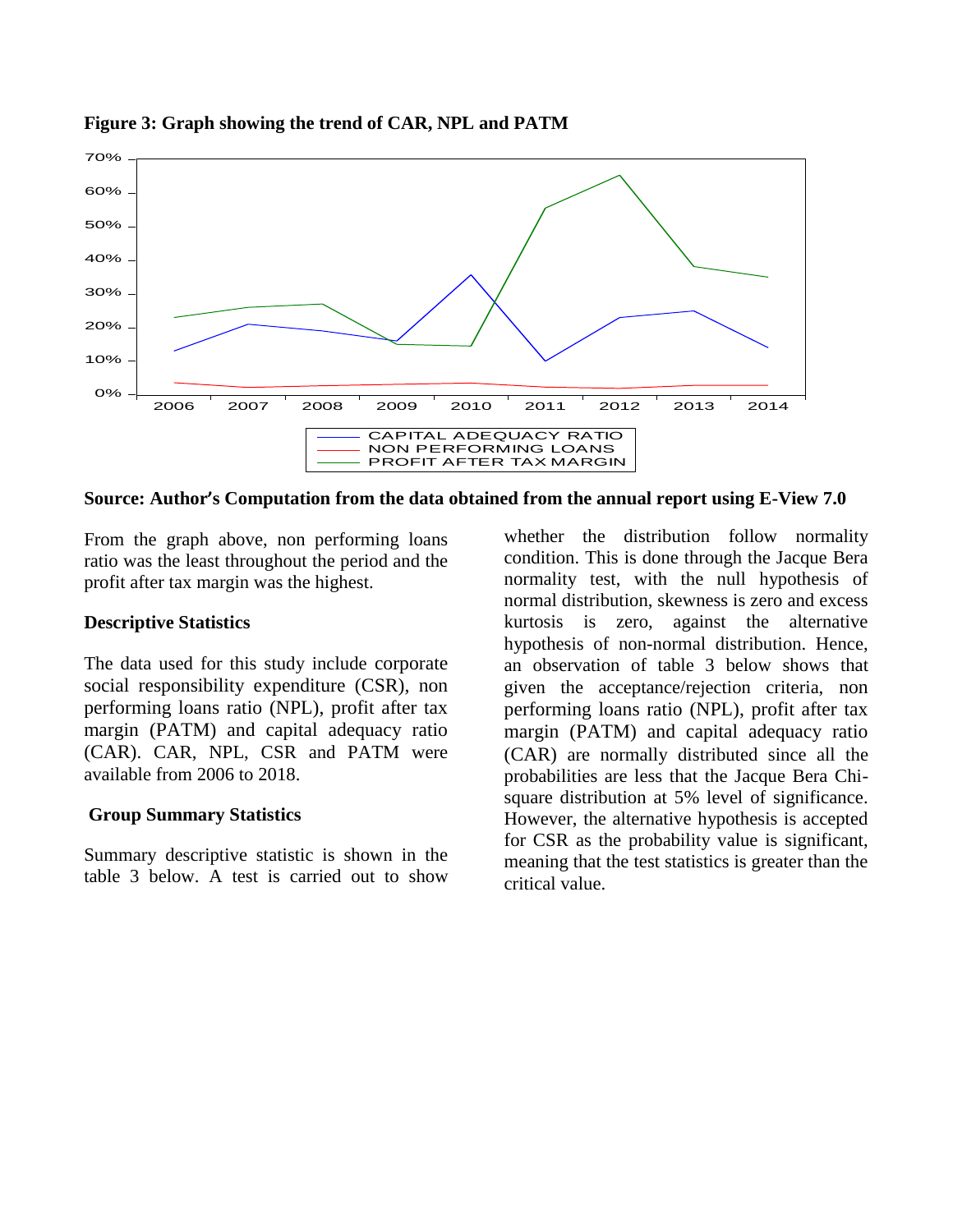**Figure 3: Graph showing the trend of CAR, NPL and PATM**

**Source: Author's Computation from the data obtained from the annual report using E-View 7.0**

From the graph above, non performing loans ratio was the least throughout the period and the profit after tax margin was the highest.

### Descriptive Statistics

The data used for this study include corporate social responsibility expenditure (CSR), non performing loans ratio (NPL), profit after tax margin (PATM) and capital adequacy ratio (CAR). CAR, NPL, CSR and PATM were available from 2006 to 2018.

### Group Summary Statistics

Summary descriptive statistic is shown in the table 3 below. A test is carried out to show whether the distribution follow normality condition. This is done through the Jacque Bera normality test, with the null hypothesis of normal distribution, skewness is zero and excess kurtosis is zero, against the alternative hypothesis of non-normal distribution. Hence, an observation of table 3 below shows that given the acceptance/rejection criteria, non performing loans ratio (NPL), profit after tax margin (PATM) and capital adequacy ratio (CAR) are normally distributed since all the probabilities are less that the Jacque Bera Chi-square distribution at 5% level of significance. However, the alternative hypothesis is accepted for CSR as the probability value is significant, meaning that the test statistics is greater than the critical value.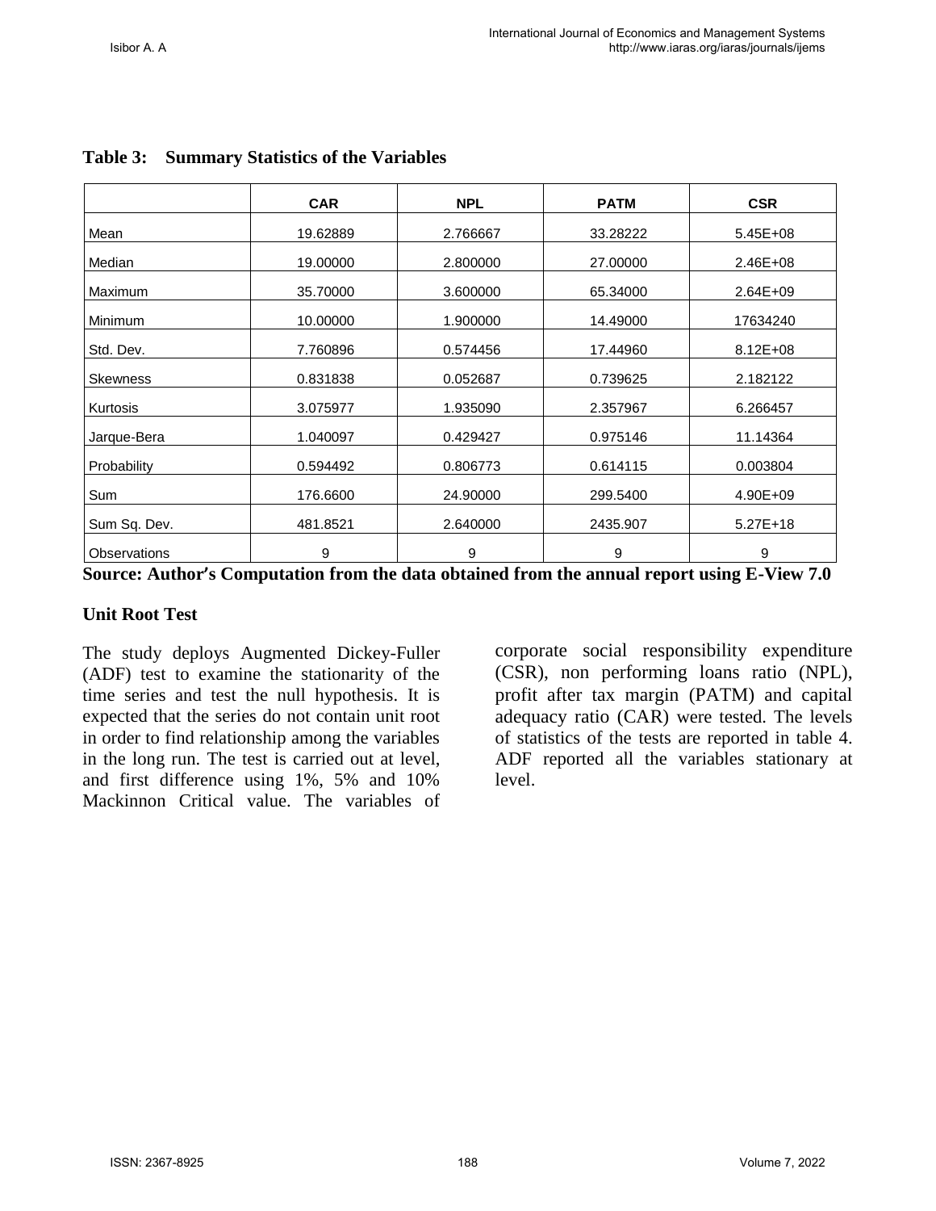**Table 3: Summary Statistics of the Variables**

| | CAR | NPL | PATM | CSR |
|---|---|---|---|---|
| Mean | 19.62889 | 2.766667 | 33.28222 | 5.45E+08 |
| Median | 19.00000 | 2.800000 | 27.00000 | 2.46E+08 |
| Maximum | 35.70000 | 3.600000 | 65.34000 | 2.64E+09 |
| Minimum | 10.00000 | 1.900000 | 14.49000 | 17634240 |
| Std. Dev. | 7.760896 | 0.574456 | 17.44960 | 8.12E+08 |
| Skewness | 0.831838 | 0.052687 | 0.739625 | 2.182122 |
| Kurtosis | 3.075977 | 1.935090 | 2.357967 | 6.266457 |
| Jarque-Bera | 1.040097 | 0.429427 | 0.975146 | 11.14364 |
| Probability | 0.594492 | 0.806773 | 0.614115 | 0.003804 |
| Sum | 176.6600 | 24.90000 | 299.5400 | 4.90E+09 |
| Sum Sq. Dev. | 481.8521 | 2.640000 | 2435.907 | 5.27E+18 |
| Observations | 9 | 9 | 9 | 9 |

**Source: Author's Computation from the data obtained from the annual report using E-View 7.0**

**Unit Root Test**

The study deploys Augmented Dickey-Fuller (ADF) test to examine the stationarity of the time series and test the null hypothesis. It is expected that the series do not contain unit root in order to find relationship among the variables in the long run. The test is carried out at level, and first difference using 1%, 5% and 10% Mackinnon Critical value. The variables of corporate social responsibility expenditure (CSR), non performing loans ratio (NPL), profit after tax margin (PATM) and capital adequacy ratio (CAR) were tested. The levels of statistics of the tests are reported in table 4. ADF reported all the variables stationary at level.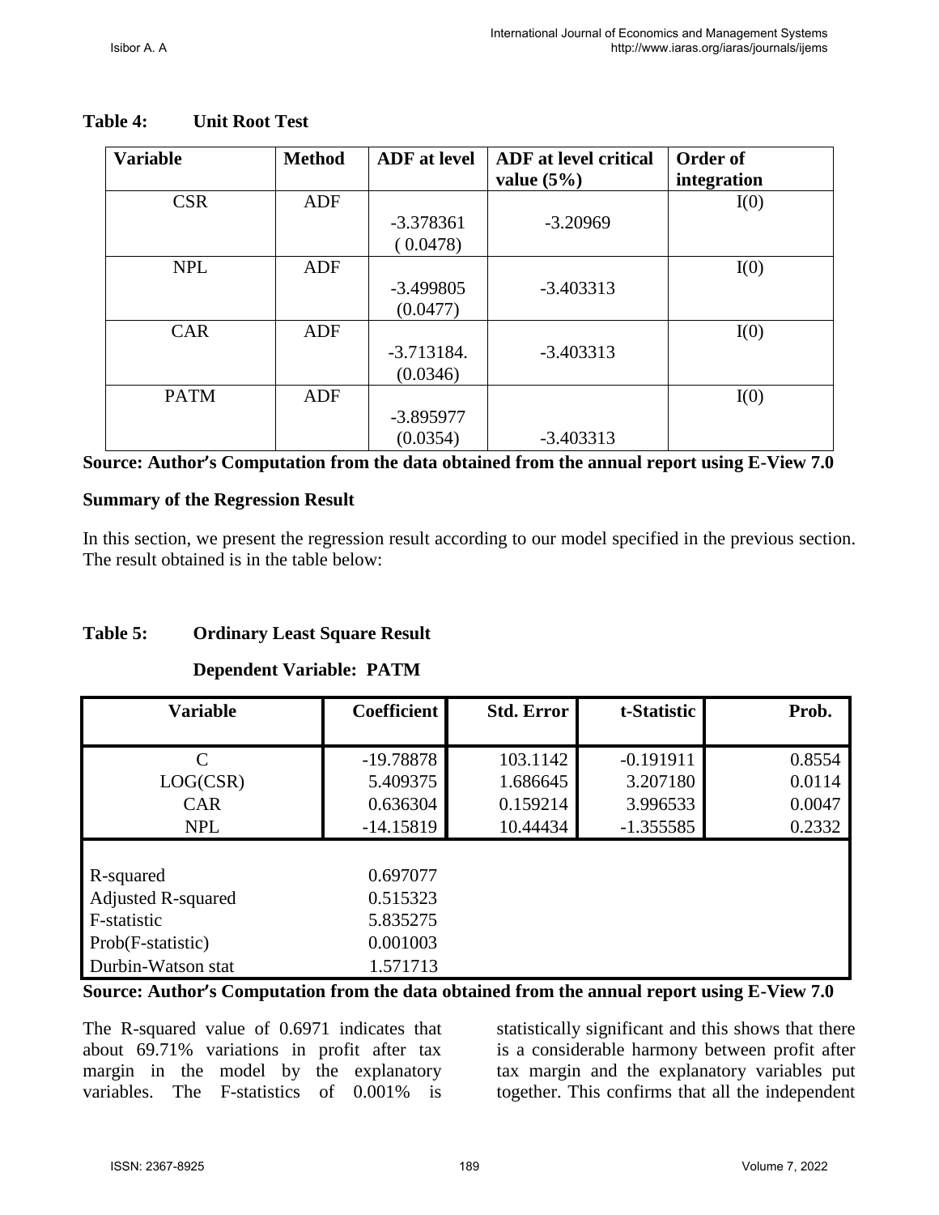**Table 4: Unit Root Test**

| Variable | Method | ADF at level | ADF at level critical value (5%) | Order of integration |
|---|---|---|---|---|
| CSR | ADF | -3.378361 ( 0.0478) | -3.20969 | I(0) |
| NPL | ADF | -3.499805 (0.0477) | -3.403313 | I(0) |
| CAR | ADF | -3.713184. (0.0346) | -3.403313 | I(0) |
| PATM | ADF | -3.895977 (0.0354) | -3.403313 | I(0) |

**Source: Author's Computation from the data obtained from the annual report using E-View 7.0**

**Summary of the Regression Result**

In this section, we present the regression result according to our model specified in the previous section. The result obtained is in the table below:

**Table 5: Ordinary Least Square Result**

**Dependent Variable: PATM**

| Variable | Coefficient | Std. Error | t-Statistic | Prob. |
|---|---|---|---|---|
| C | -19.78878 | 103.1142 | -0.191911 | 0.8554 |
| LOG(CSR) | 5.409375 | 1.686645 | 3.207180 | 0.0114 |
| CAR | 0.636304 | 0.159214 | 3.996533 | 0.0047 |
| NPL | -14.15819 | 10.44434 | -1.355585 | 0.2332 |
| R-squared | 0.697077 | | | |
| Adjusted R-squared | 0.515323 | | | |
| F-statistic | 5.835275 | | | |
| Prob(F-statistic) | 0.001003 | | | |
| Durbin-Watson stat | 1.571713 | | | |

**Source: Author's Computation from the data obtained from the annual report using E-View 7.0**

The R-squared value of 0.6971 indicates that about 69.71% variations in profit after tax margin in the model by the explanatory variables. The F-statistics of 0.001% is statistically significant and this shows that there is a considerable harmony between profit after tax margin and the explanatory variables put together. This confirms that all the independent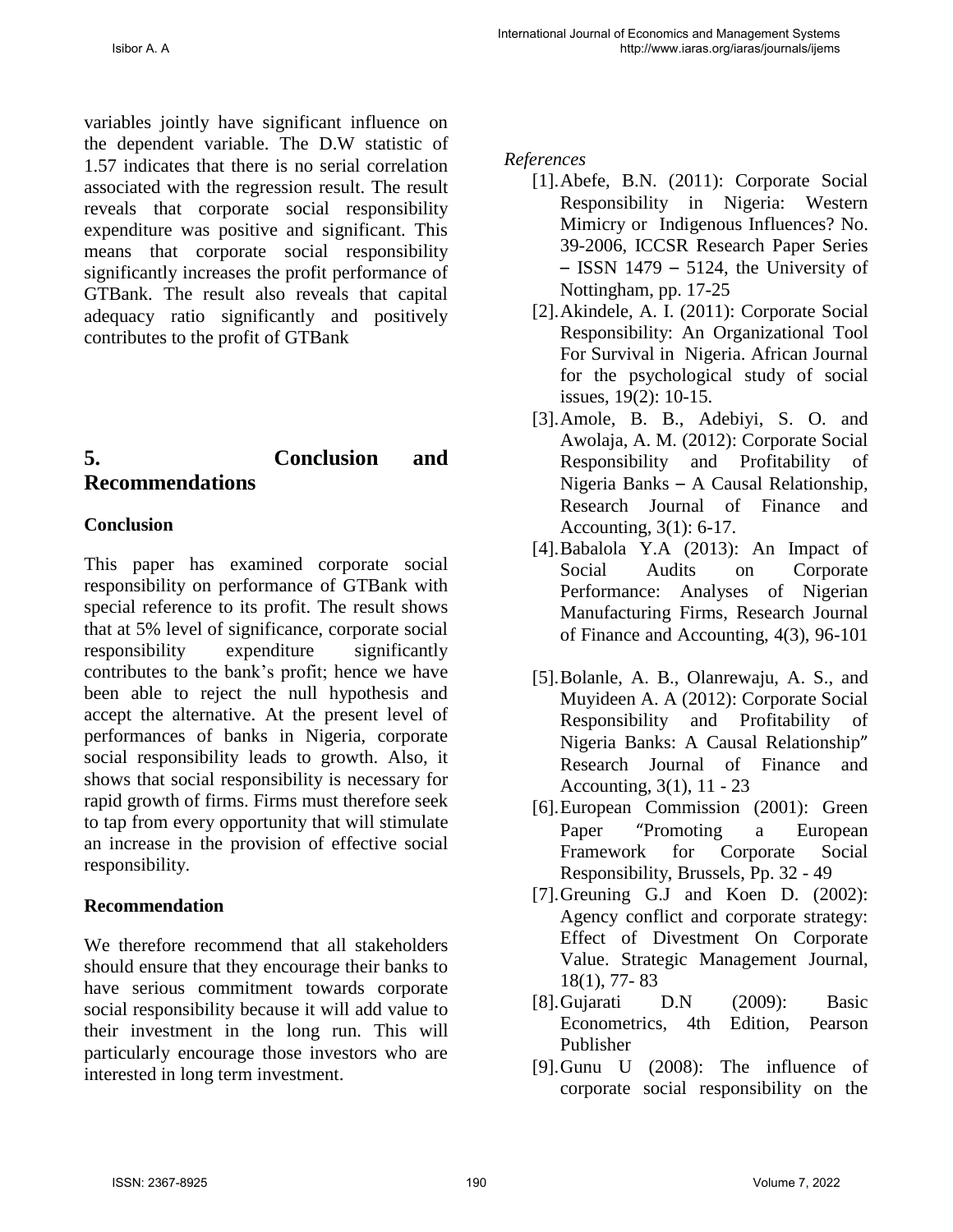variables jointly have significant influence on the dependent variable. The D.W statistic of 1.57 indicates that there is no serial correlation associated with the regression result. The result reveals that corporate social responsibility expenditure was positive and significant. This means that corporate social responsibility significantly increases the profit performance of GTBank. The result also reveals that capital adequacy ratio significantly and positively contributes to the profit of GTBank

## 5. Conclusion and Recommendations

### Conclusion

This paper has examined corporate social responsibility on performance of GTBank with special reference to its profit. The result shows that at 5% level of significance, corporate social responsibility expenditure significantly contributes to the bank's profit; hence we have been able to reject the null hypothesis and accept the alternative. At the present level of performances of banks in Nigeria, corporate social responsibility leads to growth. Also, it shows that social responsibility is necessary for rapid growth of firms. Firms must therefore seek to tap from every opportunity that will stimulate an increase in the provision of effective social responsibility.

### Recommendation

We therefore recommend that all stakeholders should ensure that they encourage their banks to have serious commitment towards corporate social responsibility because it will add value to their investment in the long run. This will particularly encourage those investors who are interested in long term investment.

*References*

[1]. Abefe, B.N. (2011): Corporate Social Responsibility in Nigeria: Western Mimicry or Indigenous Influences? No. 39-2006, ICCSR Research Paper Series – ISSN 1479 – 5124, the University of Nottingham, pp. 17-25

[2]. Akindele, A. I. (2011): Corporate Social Responsibility: An Organizational Tool For Survival in Nigeria. African Journal for the psychological study of social issues, 19(2): 10-15.

[3]. Amole, B. B., Adebiyi, S. O. and Awolaja, A. M. (2012): Corporate Social Responsibility and Profitability of Nigeria Banks – A Causal Relationship, Research Journal of Finance and Accounting, 3(1): 6-17.

[4]. Babalola Y.A (2013): An Impact of Social Audits on Corporate Performance: Analyses of Nigerian Manufacturing Firms, Research Journal of Finance and Accounting, 4(3), 96-101

[5]. Bolanle, A. B., Olanrewaju, A. S., and Muyideen A. A (2012): Corporate Social Responsibility and Profitability of Nigeria Banks: A Causal Relationship" Research Journal of Finance and Accounting, 3(1), 11 - 23

[6]. European Commission (2001): Green Paper "Promoting a European Framework for Corporate Social Responsibility, Brussels, Pp. 32 - 49

[7]. Greuning G.J and Koen D. (2002): Agency conflict and corporate strategy: Effect of Divestment On Corporate Value. Strategic Management Journal, 18(1), 77- 83

[8]. Gujarati D.N (2009): Basic Econometrics, 4th Edition, Pearson Publisher

[9]. Gunu U (2008): The influence of corporate social responsibility on the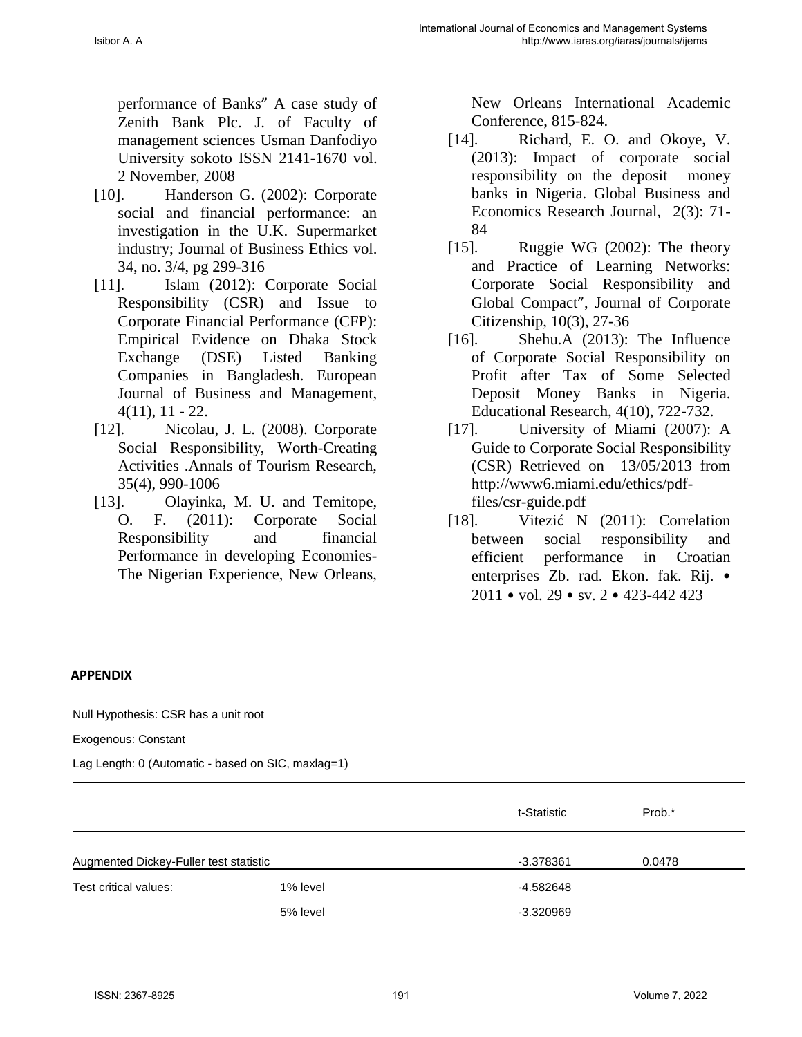performance of Banks" A case study of Zenith Bank Plc. J. of Faculty of management sciences Usman Danfodiyo University sokoto ISSN 2141-1670 vol. 2 November, 2008

[10]. Handerson G. (2002): Corporate social and financial performance: an investigation in the U.K. Supermarket industry; Journal of Business Ethics vol. 34, no. 3/4, pg 299-316

[11]. Islam (2012): Corporate Social Responsibility (CSR) and Issue to Corporate Financial Performance (CFP): Empirical Evidence on Dhaka Stock Exchange (DSE) Listed Banking Companies in Bangladesh. European Journal of Business and Management, 4(11), 11 - 22.

[12]. Nicolau, J. L. (2008). Corporate Social Responsibility, Worth-Creating Activities .Annals of Tourism Research, 35(4), 990-1006

[13]. Olayinka, M. U. and Temitope, O. F. (2011): Corporate Social Responsibility and financial Performance in developing Economies-The Nigerian Experience, New Orleans, New Orleans International Academic Conference, 815-824.

[14]. Richard, E. O. and Okoye, V. (2013): Impact of corporate social responsibility on the deposit money banks in Nigeria. Global Business and Economics Research Journal, 2(3): 71-84

[15]. Ruggie WG (2002): The theory and Practice of Learning Networks: Corporate Social Responsibility and Global Compact", Journal of Corporate Citizenship, 10(3), 27-36

[16]. Shehu.A (2013): The Influence of Corporate Social Responsibility on Profit after Tax of Some Selected Deposit Money Banks in Nigeria. Educational Research, 4(10), 722-732.

[17]. University of Miami (2007): A Guide to Corporate Social Responsibility (CSR) Retrieved on 13/05/2013 from http://www6.miami.edu/ethics/pdf-files/csr-guide.pdf

[18]. Vitezić N (2011): Correlation between social responsibility and efficient performance in Croatian enterprises Zb. rad. Ekon. fak. Rij. • 2011 • vol. 29 • sv. 2 • 423-442 423

## APPENDIX

Null Hypothesis: CSR has a unit root

Exogenous: Constant

Lag Length: 0 (Automatic - based on SIC, maxlag=1)

| | | t-Statistic | Prob.* |
|---|---|---|---|
| Augmented Dickey-Fuller test statistic | | -3.378361 | 0.0478 |
| Test critical values: | 1% level | -4.582648 | |
| | 5% level | -3.320969 | |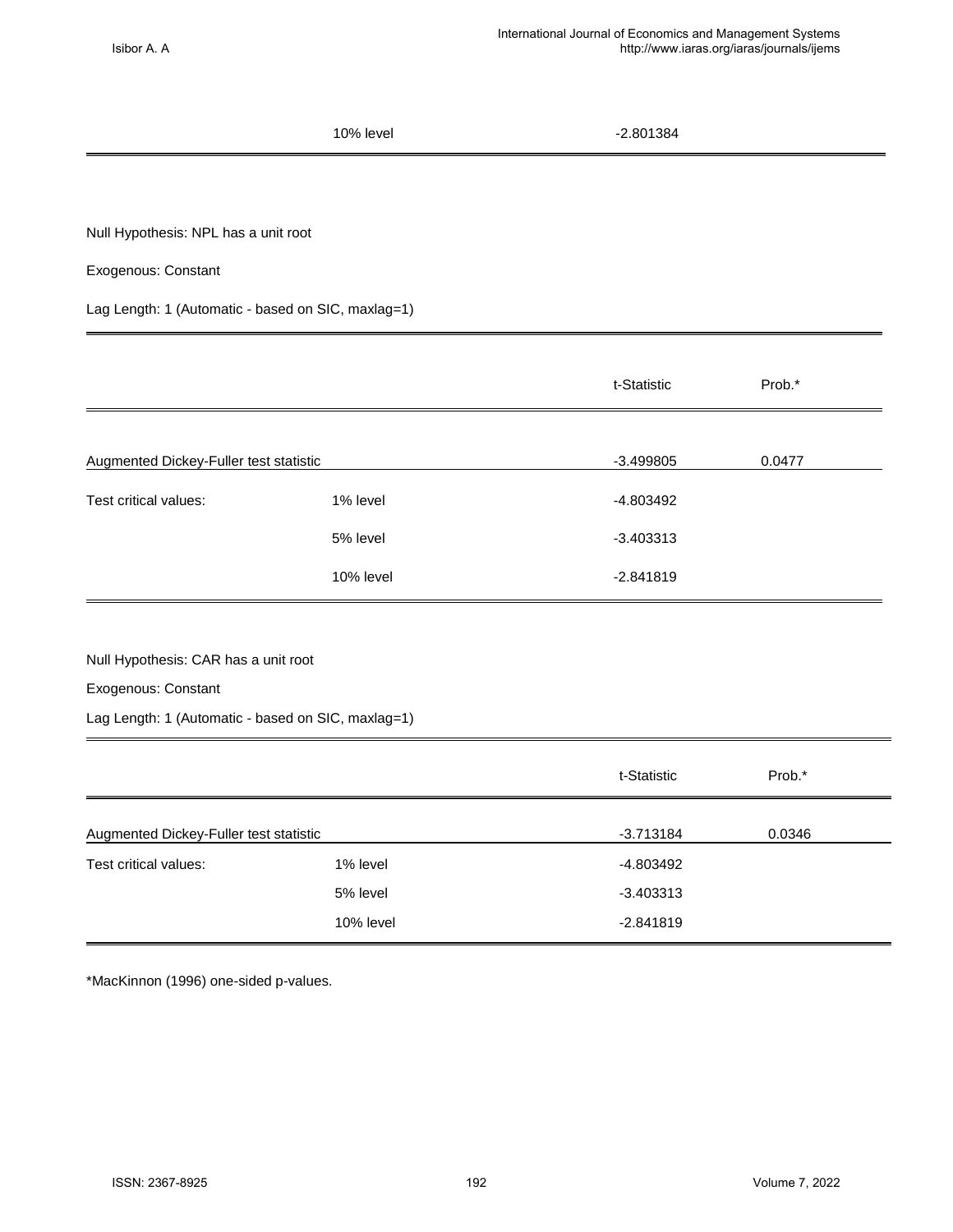| | 10% level | -2.801384 | |
|---|---|---|---|

Null Hypothesis: NPL has a unit root

Exogenous: Constant

Lag Length: 1 (Automatic - based on SIC, maxlag=1)

| | | t-Statistic | Prob.* |
|---|---|---|---|
| Augmented Dickey-Fuller test statistic | | -3.499805 | 0.0477 |
| Test critical values: | 1% level | -4.803492 | |
| | 5% level | -3.403313 | |
| | 10% level | -2.841819 | |

Null Hypothesis: CAR has a unit root

Exogenous: Constant

Lag Length: 1 (Automatic - based on SIC, maxlag=1)

| | | t-Statistic | Prob.* |
|---|---|---|---|
| Augmented Dickey-Fuller test statistic | | -3.713184 | 0.0346 |
| Test critical values: | 1% level | -4.803492 | |
| | 5% level | -3.403313 | |
| | 10% level | -2.841819 | |

*MacKinnon (1996) one-sided p-values.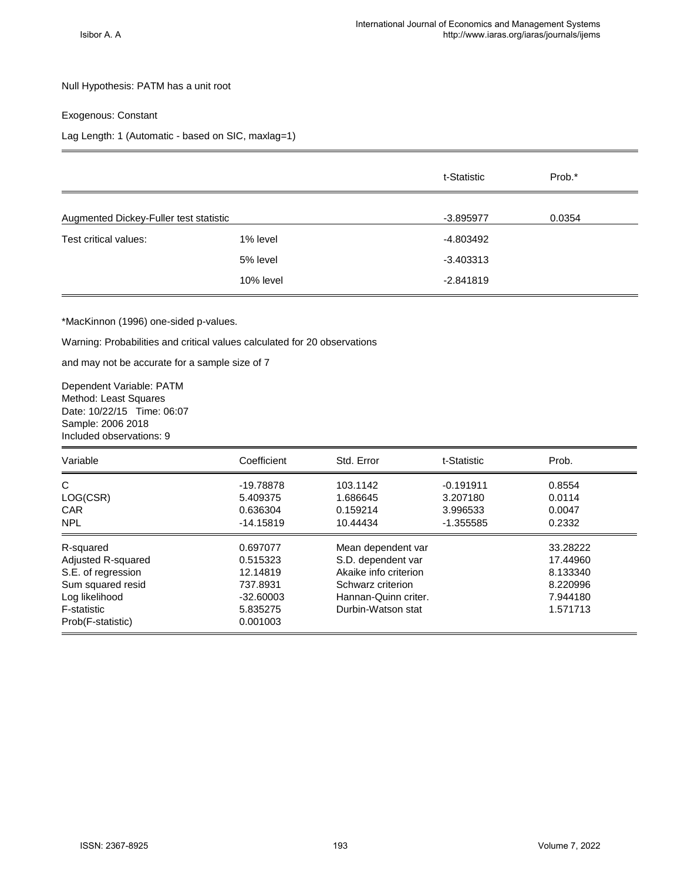Null Hypothesis: PATM has a unit root

Exogenous: Constant

Lag Length: 1 (Automatic - based on SIC, maxlag=1)

| | | t-Statistic | Prob.* |
|---|---|---|---|
| Augmented Dickey-Fuller test statistic | | -3.895977 | 0.0354 |
| Test critical values: | 1% level | -4.803492 | |
| | 5% level | -3.403313 | |
| | 10% level | -2.841819 | |

*MacKinnon (1996) one-sided p-values.

Warning: Probabilities and critical values calculated for 20 observations

and may not be accurate for a sample size of 7

Dependent Variable: PATM
Method: Least Squares
Date: 10/22/15 Time: 06:07
Sample: 2006 2018
Included observations: 9

| Variable | Coefficient | Std. Error | t-Statistic | Prob. |
|---|---|---|---|---|
| C | -19.78878 | 103.1142 | -0.191911 | 0.8554 |
| LOG(CSR) | 5.409375 | 1.686645 | 3.207180 | 0.0114 |
| CAR | 0.636304 | 0.159214 | 3.996533 | 0.0047 |
| NPL | -14.15819 | 10.44434 | -1.355585 | 0.2332 |
| R-squared | 0.697077 | Mean dependent var | | 33.28222 |
| Adjusted R-squared | 0.515323 | S.D. dependent var | | 17.44960 |
| S.E. of regression | 12.14819 | Akaike info criterion | | 8.133340 |
| Sum squared resid | 737.8931 | Schwarz criterion | | 8.220996 |
| Log likelihood | -32.60003 | Hannan-Quinn criter. | | 7.944180 |
| F-statistic | 5.835275 | Durbin-Watson stat | | 1.571713 |
| Prob(F-statistic) | 0.001003 | | | |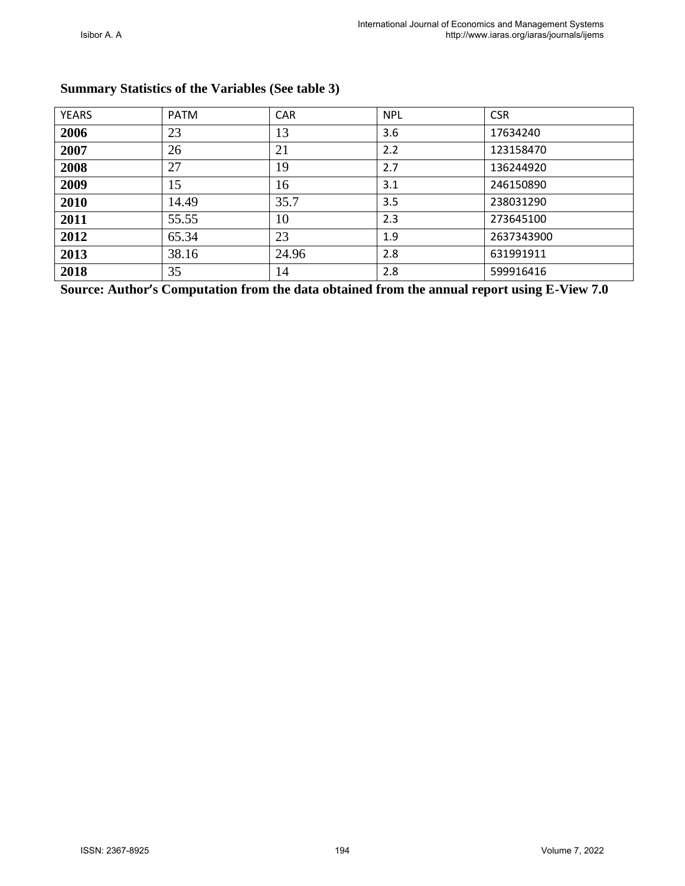**Summary Statistics of the Variables (See table 3)**

| YEARS | PATM | CAR | NPL | CSR |
|---|---|---|---|---|
| **2006** | 23 | 13 | 3.6 | 17634240 |
| **2007** | 26 | 21 | 2.2 | 123158470 |
| **2008** | 27 | 19 | 2.7 | 136244920 |
| **2009** | 15 | 16 | 3.1 | 246150890 |
| **2010** | 14.49 | 35.7 | 3.5 | 238031290 |
| **2011** | 55.55 | 10 | 2.3 | 273645100 |
| **2012** | 65.34 | 23 | 1.9 | 2637343900 |
| **2013** | 38.16 | 24.96 | 2.8 | 631991911 |
| **2018** | 35 | 14 | 2.8 | 599916416 |

**Source: Author's Computation from the data obtained from the annual report using E-View 7.0**